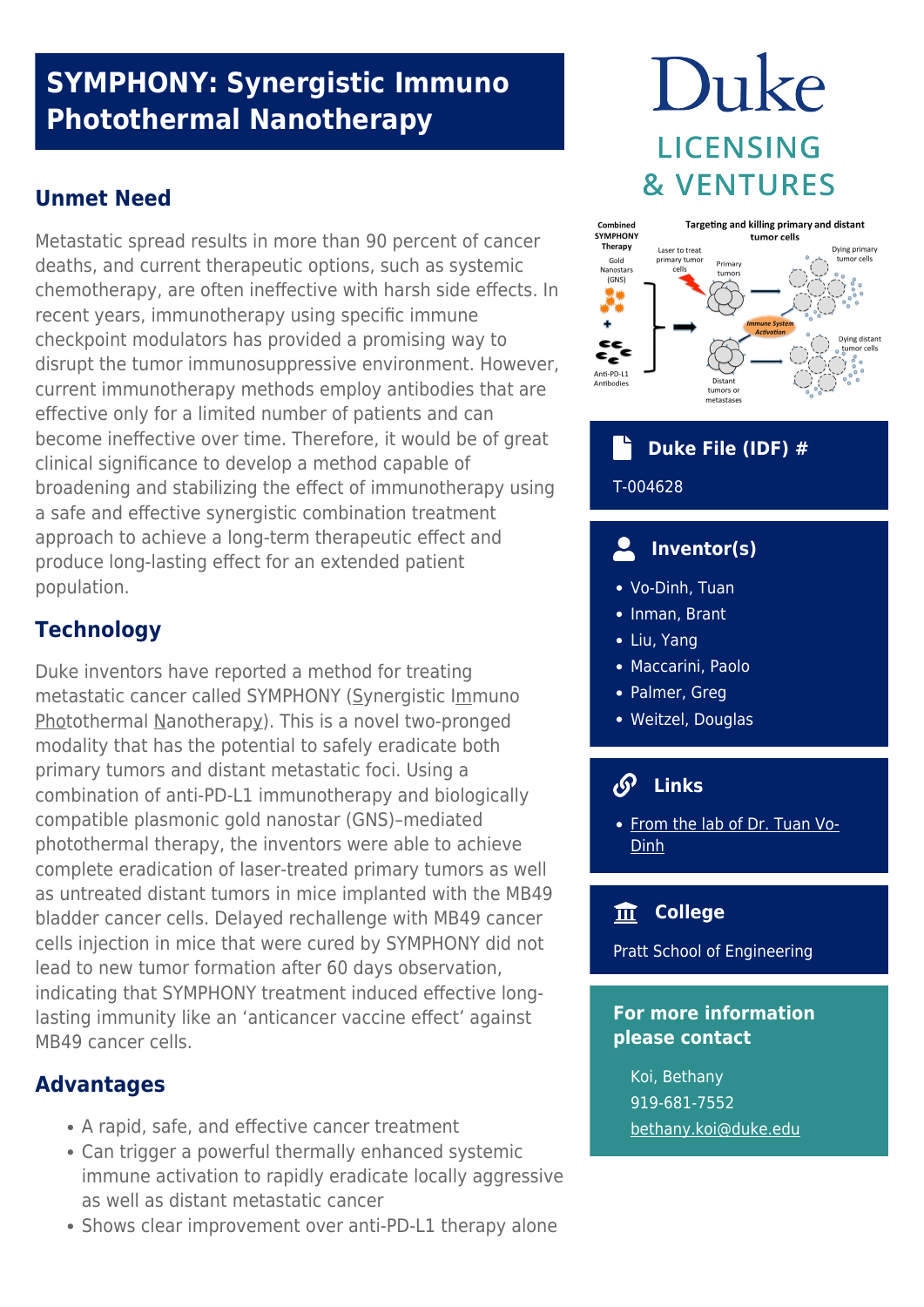# SYMPHONY: Synergistic Immuno Photothermal Nanotherapy

## Unmet Need

Metastatic spread results in more than 90 percent of cancer deaths, and current therapeutic options, such as systemic chemotherapy, are often ineffective with harsh side effects. In recent years, immunotherapy using specific immune checkpoint modulators has provided a promising way to disrupt the tumor immunosuppressive environment. However, current immunotherapy methods employ antibodies that are effective only for a limited number of patients and can become ineffective over time. Therefore, it would be of great clinical significance to develop a method capable of broadening and stabilizing the effect of immunotherapy using a safe and effective synergistic combination treatment approach to achieve a long-term therapeutic effect and produce long-lasting effect for an extended patient population.

## Technology

Duke inventors have reported a method for treating metastatic cancer called SYMPHONY (Synergistic Immuno Photothermal Nanotherapy). This is a novel two-pronged modality that has the potential to safely eradicate both primary tumors and distant metastatic foci. Using a combination of anti-PD-L1 immunotherapy and biologically compatible plasmonic gold nanostar (GNS)–mediated photothermal therapy, the inventors were able to achieve complete eradication of laser-treated primary tumors as well as untreated distant tumors in mice implanted with the MB49 bladder cancer cells. Delayed rechallenge with MB49 cancer cells injection in mice that were cured by SYMPHONY did not lead to new tumor formation after 60 days observation, indicating that SYMPHONY treatment induced effective long-lasting immunity like an 'anticancer vaccine effect' against MB49 cancer cells.

## Advantages

- A rapid, safe, and effective cancer treatment
- Can trigger a powerful thermally enhanced systemic immune activation to rapidly eradicate locally aggressive as well as distant metastatic cancer
- Shows clear improvement over anti-PD-L1 therapy alone

Duke LICENSING & VENTURES

### Duke File (IDF) #

T-004628

### Inventor(s)

- Vo-Dinh, Tuan
- Inman, Brant
- Liu, Yang
- Maccarini, Paolo
- Palmer, Greg
- Weitzel, Douglas

### Links

- From the lab of Dr. Tuan Vo-Dinh

### College

Pratt School of Engineering

### For more information please contact

Koi, Bethany
919-681-7552
bethany.koi@duke.edu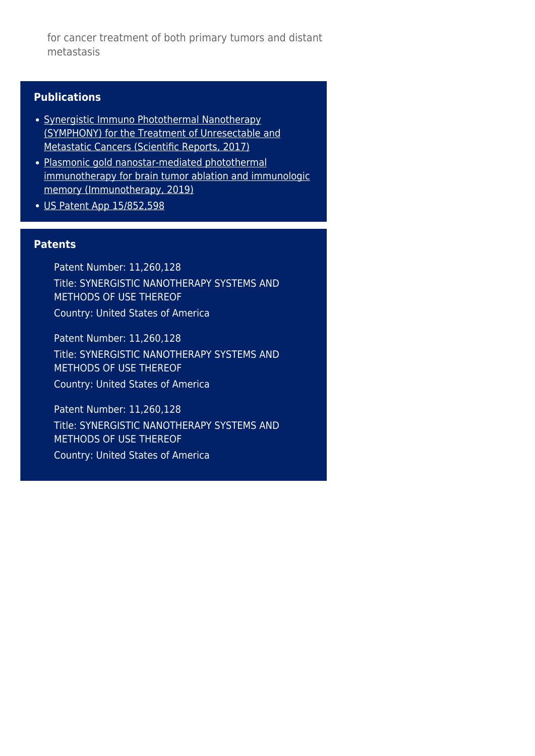for cancer treatment of both primary tumors and distant metastasis

## Publications

- Synergistic Immuno Photothermal Nanotherapy (SYMPHONY) for the Treatment of Unresectable and Metastatic Cancers (Scientific Reports, 2017)
- Plasmonic gold nanostar-mediated photothermal immunotherapy for brain tumor ablation and immunologic memory (Immunotherapy, 2019)
- US Patent App 15/852,598

## Patents

Patent Number: 11,260,128
Title: SYNERGISTIC NANOTHERAPY SYSTEMS AND METHODS OF USE THEREOF
Country: United States of America

Patent Number: 11,260,128
Title: SYNERGISTIC NANOTHERAPY SYSTEMS AND METHODS OF USE THEREOF
Country: United States of America

Patent Number: 11,260,128
Title: SYNERGISTIC NANOTHERAPY SYSTEMS AND METHODS OF USE THEREOF
Country: United States of America